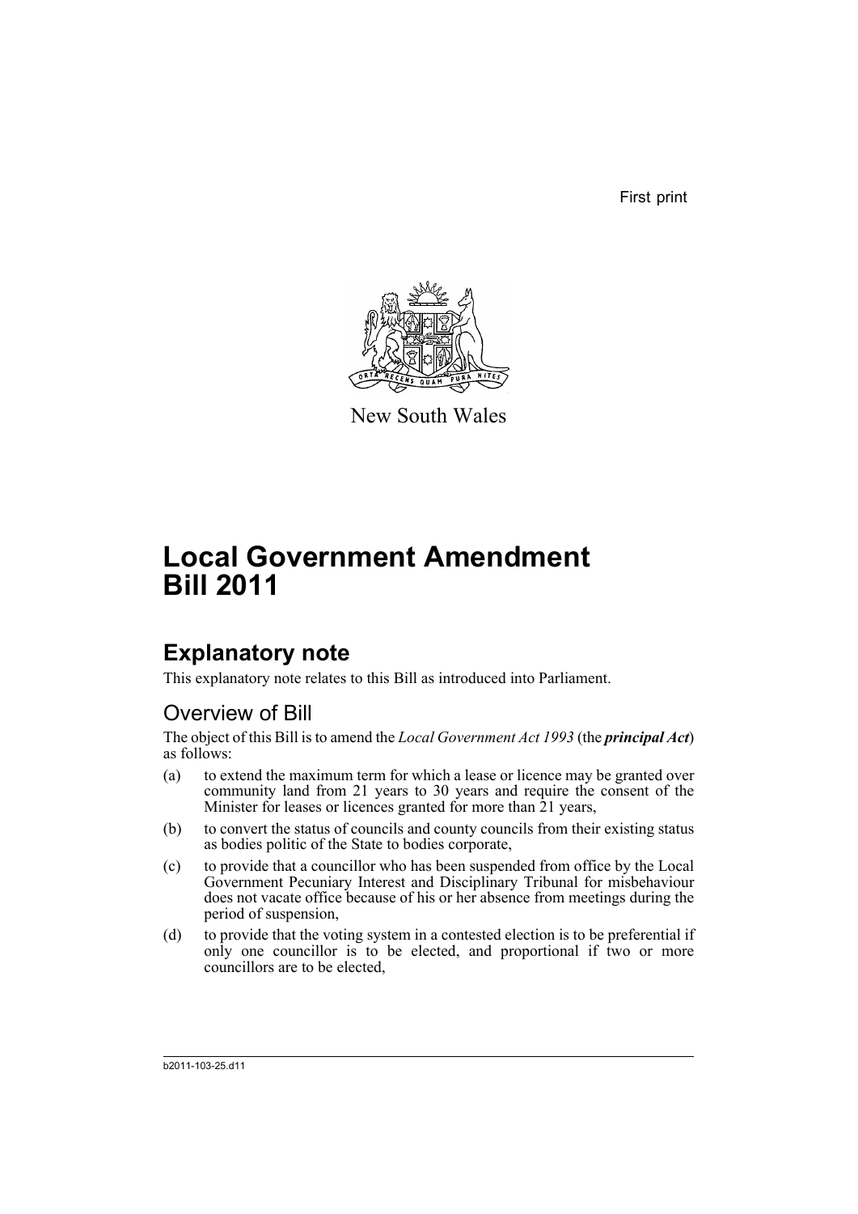First print

New South Wales

# Local Government Amendment Bill 2011

## Explanatory note

This explanatory note relates to this Bill as introduced into Parliament.

### Overview of Bill

The object of this Bill is to amend the *Local Government Act 1993* (the ***principal Act***) as follows:

(a) to extend the maximum term for which a lease or licence may be granted over community land from 21 years to 30 years and require the consent of the Minister for leases or licences granted for more than 21 years,

(b) to convert the status of councils and county councils from their existing status as bodies politic of the State to bodies corporate,

(c) to provide that a councillor who has been suspended from office by the Local Government Pecuniary Interest and Disciplinary Tribunal for misbehaviour does not vacate office because of his or her absence from meetings during the period of suspension,

(d) to provide that the voting system in a contested election is to be preferential if only one councillor is to be elected, and proportional if two or more councillors are to be elected,

b2011-103-25.d11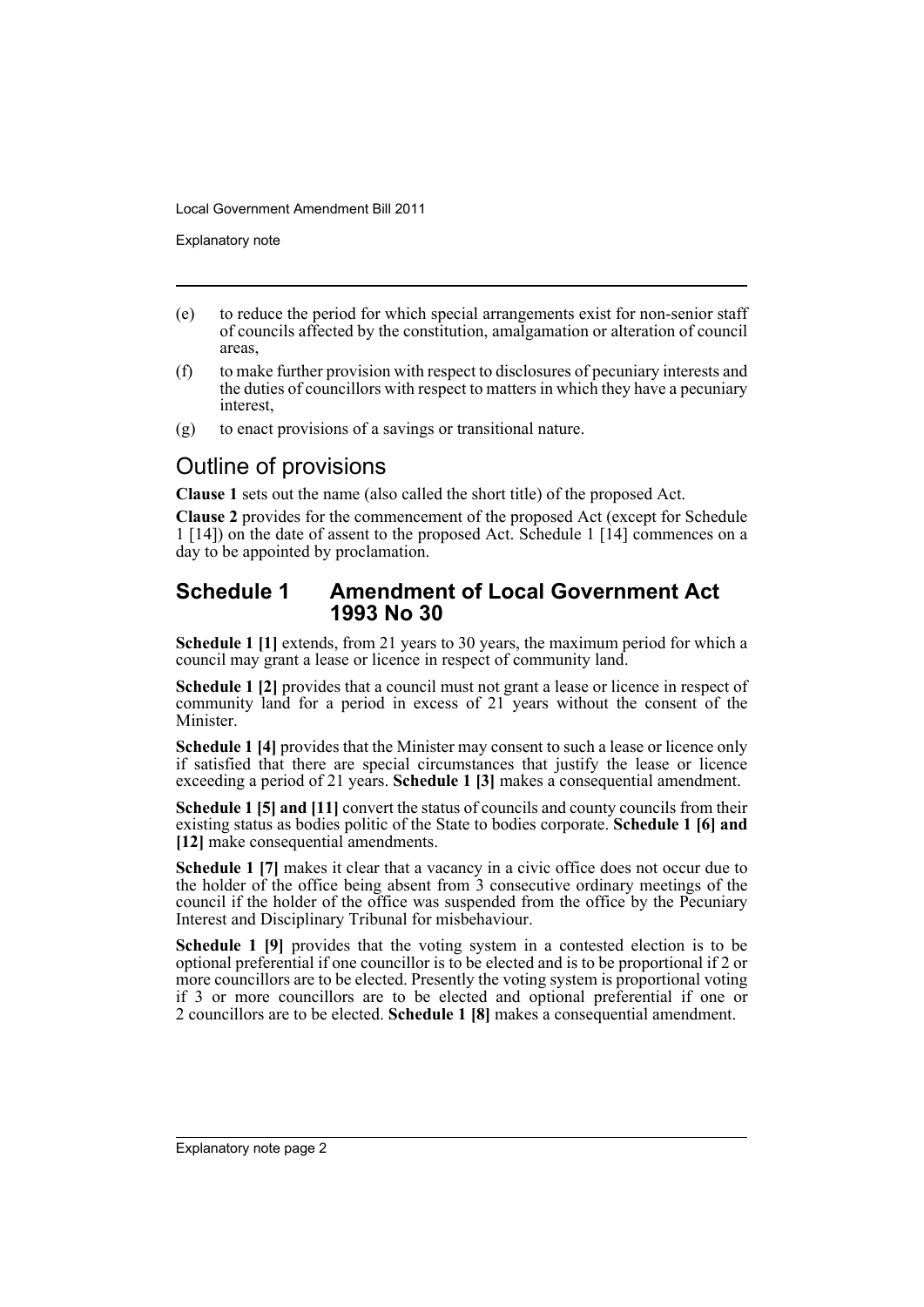(e) to reduce the period for which special arrangements exist for non-senior staff of councils affected by the constitution, amalgamation or alteration of council areas,

(f) to make further provision with respect to disclosures of pecuniary interests and the duties of councillors with respect to matters in which they have a pecuniary interest,

(g) to enact provisions of a savings or transitional nature.

# Outline of provisions

**Clause 1** sets out the name (also called the short title) of the proposed Act.

**Clause 2** provides for the commencement of the proposed Act (except for Schedule 1 [14]) on the date of assent to the proposed Act. Schedule 1 [14] commences on a day to be appointed by proclamation.

## Schedule 1 Amendment of Local Government Act 1993 No 30

**Schedule 1 [1]** extends, from 21 years to 30 years, the maximum period for which a council may grant a lease or licence in respect of community land.

**Schedule 1 [2]** provides that a council must not grant a lease or licence in respect of community land for a period in excess of 21 years without the consent of the Minister.

**Schedule 1 [4]** provides that the Minister may consent to such a lease or licence only if satisfied that there are special circumstances that justify the lease or licence exceeding a period of 21 years. **Schedule 1 [3]** makes a consequential amendment.

**Schedule 1 [5] and [11]** convert the status of councils and county councils from their existing status as bodies politic of the State to bodies corporate. **Schedule 1 [6] and [12]** make consequential amendments.

**Schedule 1 [7]** makes it clear that a vacancy in a civic office does not occur due to the holder of the office being absent from 3 consecutive ordinary meetings of the council if the holder of the office was suspended from the office by the Pecuniary Interest and Disciplinary Tribunal for misbehaviour.

**Schedule 1 [9]** provides that the voting system in a contested election is to be optional preferential if one councillor is to be elected and is to be proportional if 2 or more councillors are to be elected. Presently the voting system is proportional voting if 3 or more councillors are to be elected and optional preferential if one or 2 councillors are to be elected. **Schedule 1 [8]** makes a consequential amendment.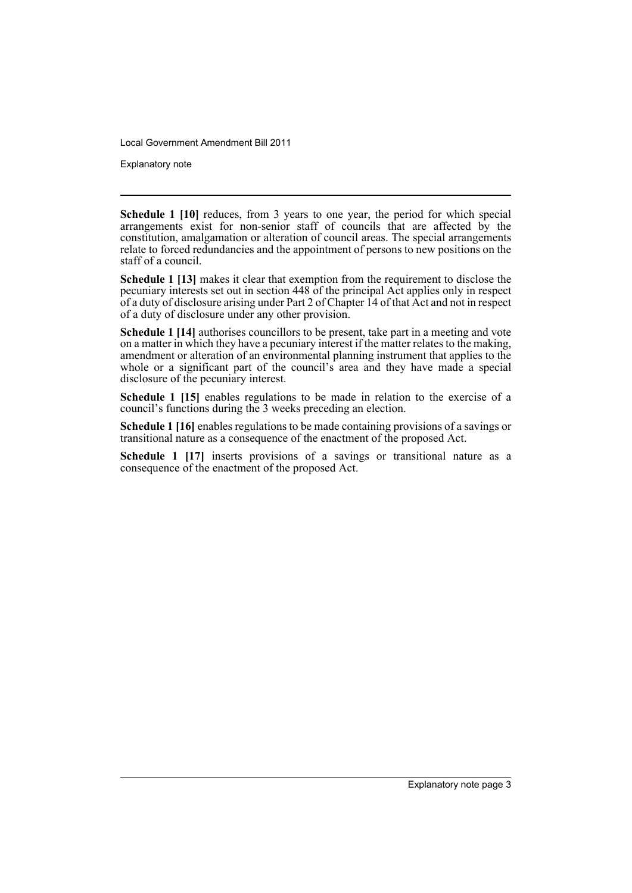**Schedule 1 [10]** reduces, from 3 years to one year, the period for which special arrangements exist for non-senior staff of councils that are affected by the constitution, amalgamation or alteration of council areas. The special arrangements relate to forced redundancies and the appointment of persons to new positions on the staff of a council.

**Schedule 1 [13]** makes it clear that exemption from the requirement to disclose the pecuniary interests set out in section 448 of the principal Act applies only in respect of a duty of disclosure arising under Part 2 of Chapter 14 of that Act and not in respect of a duty of disclosure under any other provision.

**Schedule 1 [14]** authorises councillors to be present, take part in a meeting and vote on a matter in which they have a pecuniary interest if the matter relates to the making, amendment or alteration of an environmental planning instrument that applies to the whole or a significant part of the council's area and they have made a special disclosure of the pecuniary interest.

**Schedule 1 [15]** enables regulations to be made in relation to the exercise of a council's functions during the 3 weeks preceding an election.

**Schedule 1 [16]** enables regulations to be made containing provisions of a savings or transitional nature as a consequence of the enactment of the proposed Act.

**Schedule 1 [17]** inserts provisions of a savings or transitional nature as a consequence of the enactment of the proposed Act.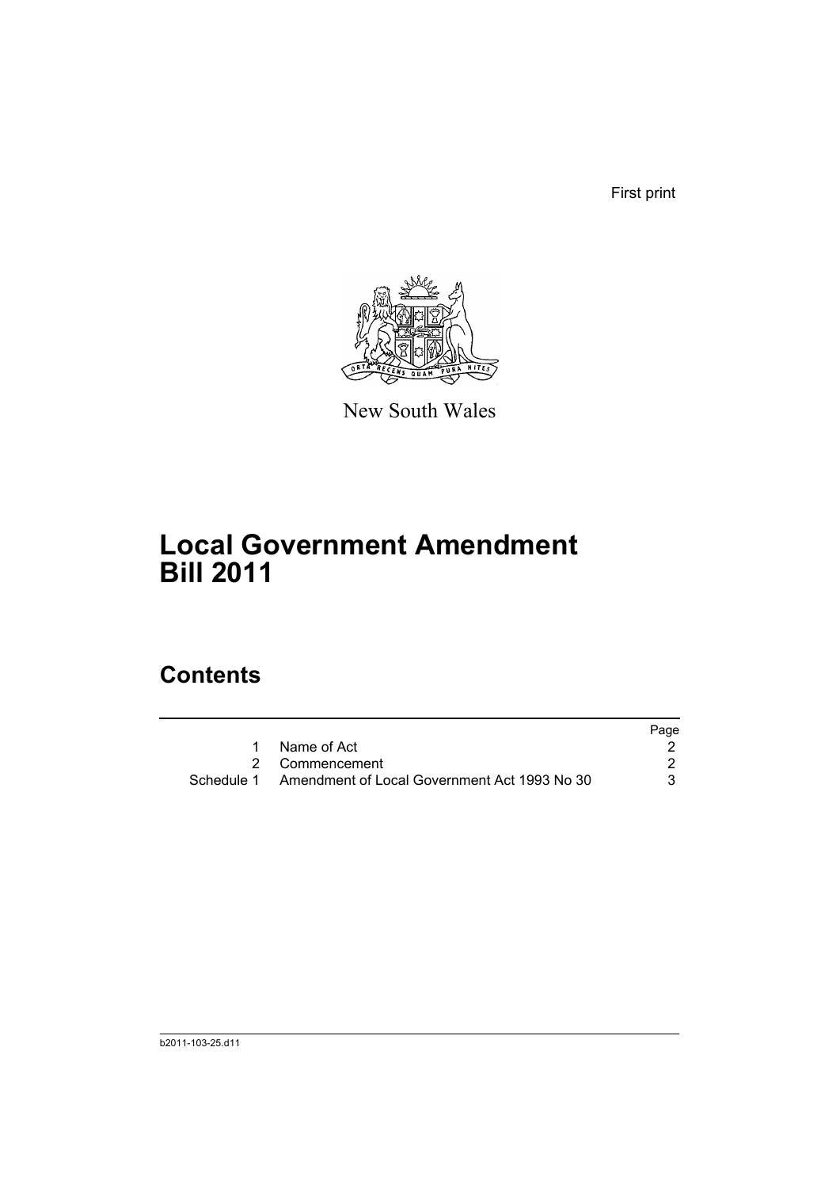First print

New South Wales

# Local Government Amendment Bill 2011

## Contents

| | | Page |
|---|---|---|
| 1 | Name of Act | 2 |
| 2 | Commencement | 2 |
| Schedule 1 | Amendment of Local Government Act 1993 No 30 | 3 |

b2011-103-25.d11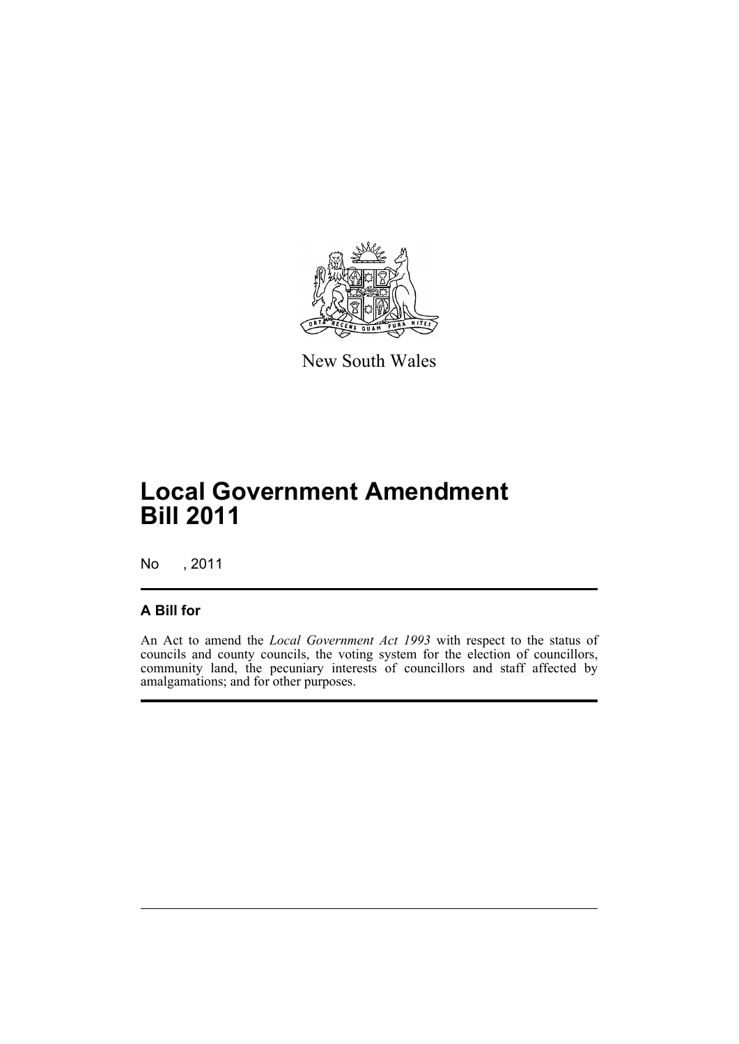New South Wales

# Local Government Amendment Bill 2011

No , 2011

## A Bill for

An Act to amend the *Local Government Act 1993* with respect to the status of councils and county councils, the voting system for the election of councillors, community land, the pecuniary interests of councillors and staff affected by amalgamations; and for other purposes.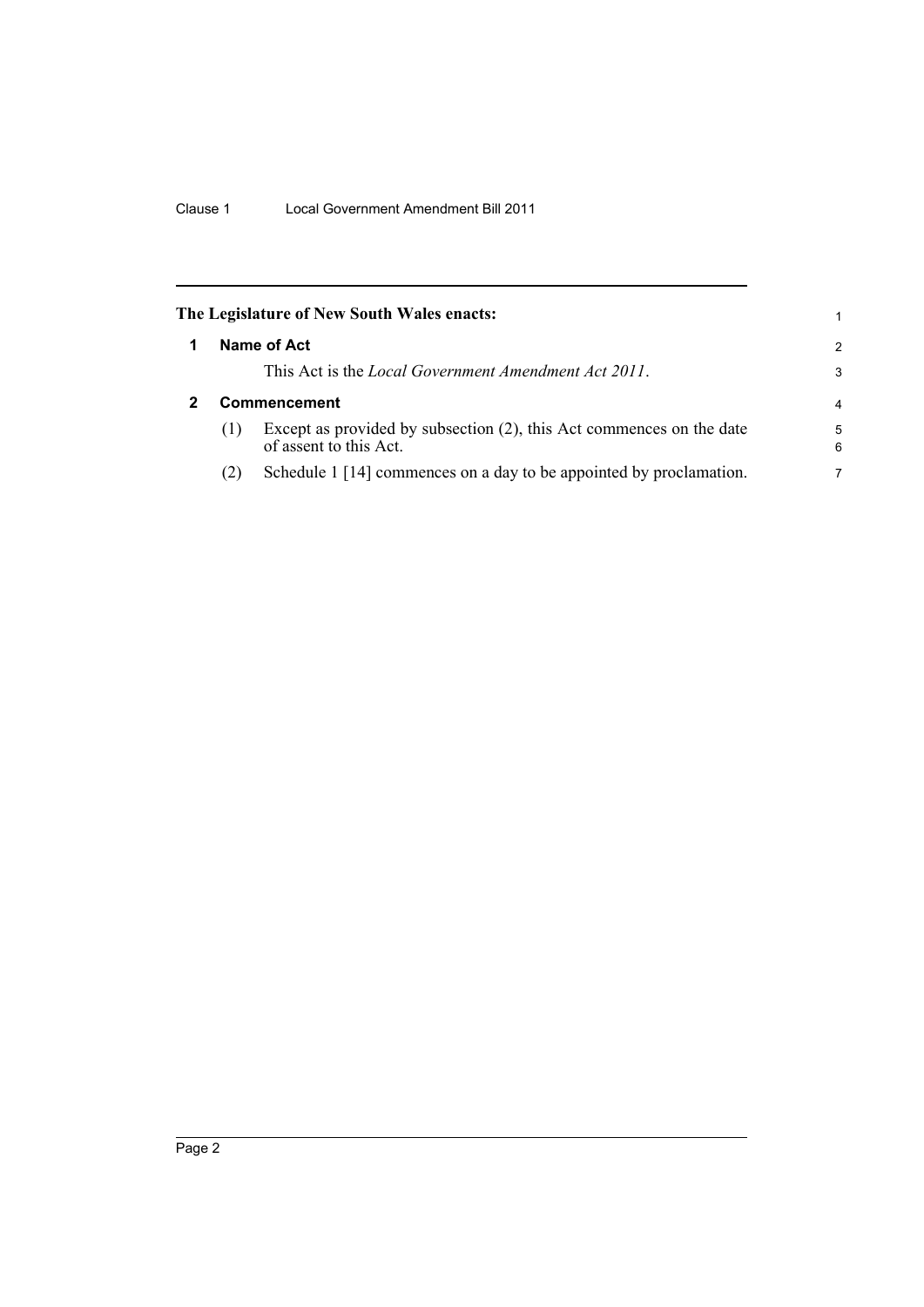**The Legislature of New South Wales enacts:**

## 1 Name of Act

This Act is the *Local Government Amendment Act 2011*.

## 2 Commencement

(1) Except as provided by subsection (2), this Act commences on the date of assent to this Act.

(2) Schedule 1 [14] commences on a day to be appointed by proclamation.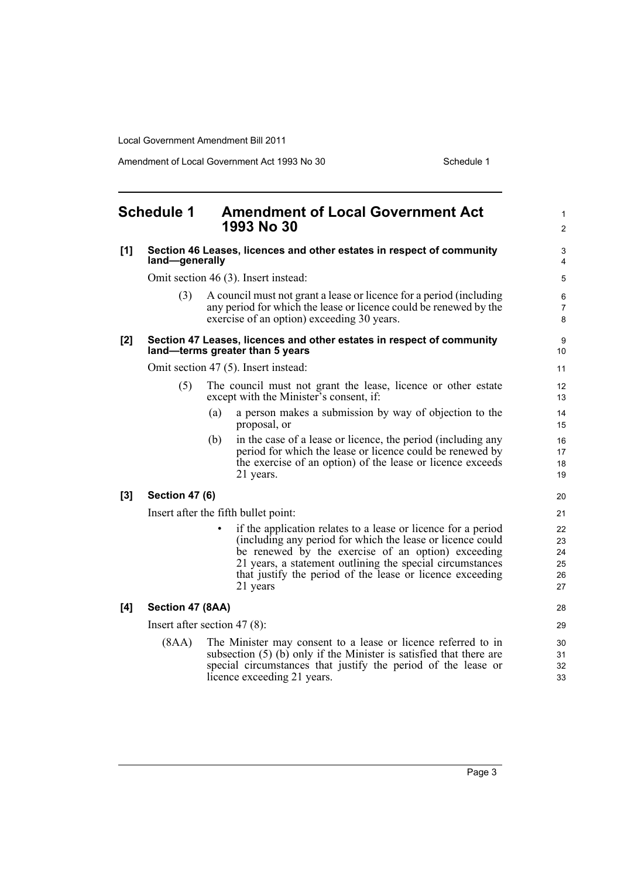## Schedule 1 Amendment of Local Government Act 1993 No 30

**[1] Section 46 Leases, licences and other estates in respect of community land—generally**

Omit section 46 (3). Insert instead:

(3) A council must not grant a lease or licence for a period (including any period for which the lease or licence could be renewed by the exercise of an option) exceeding 30 years.

**[2] Section 47 Leases, licences and other estates in respect of community land—terms greater than 5 years**

Omit section 47 (5). Insert instead:

(5) The council must not grant the lease, licence or other estate except with the Minister's consent, if:

(a) a person makes a submission by way of objection to the proposal, or

(b) in the case of a lease or licence, the period (including any period for which the lease or licence could be renewed by the exercise of an option) of the lease or licence exceeds 21 years.

**[3] Section 47 (6)**

Insert after the fifth bullet point:

- if the application relates to a lease or licence for a period (including any period for which the lease or licence could be renewed by the exercise of an option) exceeding 21 years, a statement outlining the special circumstances that justify the period of the lease or licence exceeding 21 years

**[4] Section 47 (8AA)**

Insert after section 47 (8):

(8AA) The Minister may consent to a lease or licence referred to in subsection (5) (b) only if the Minister is satisfied that there are special circumstances that justify the period of the lease or licence exceeding 21 years.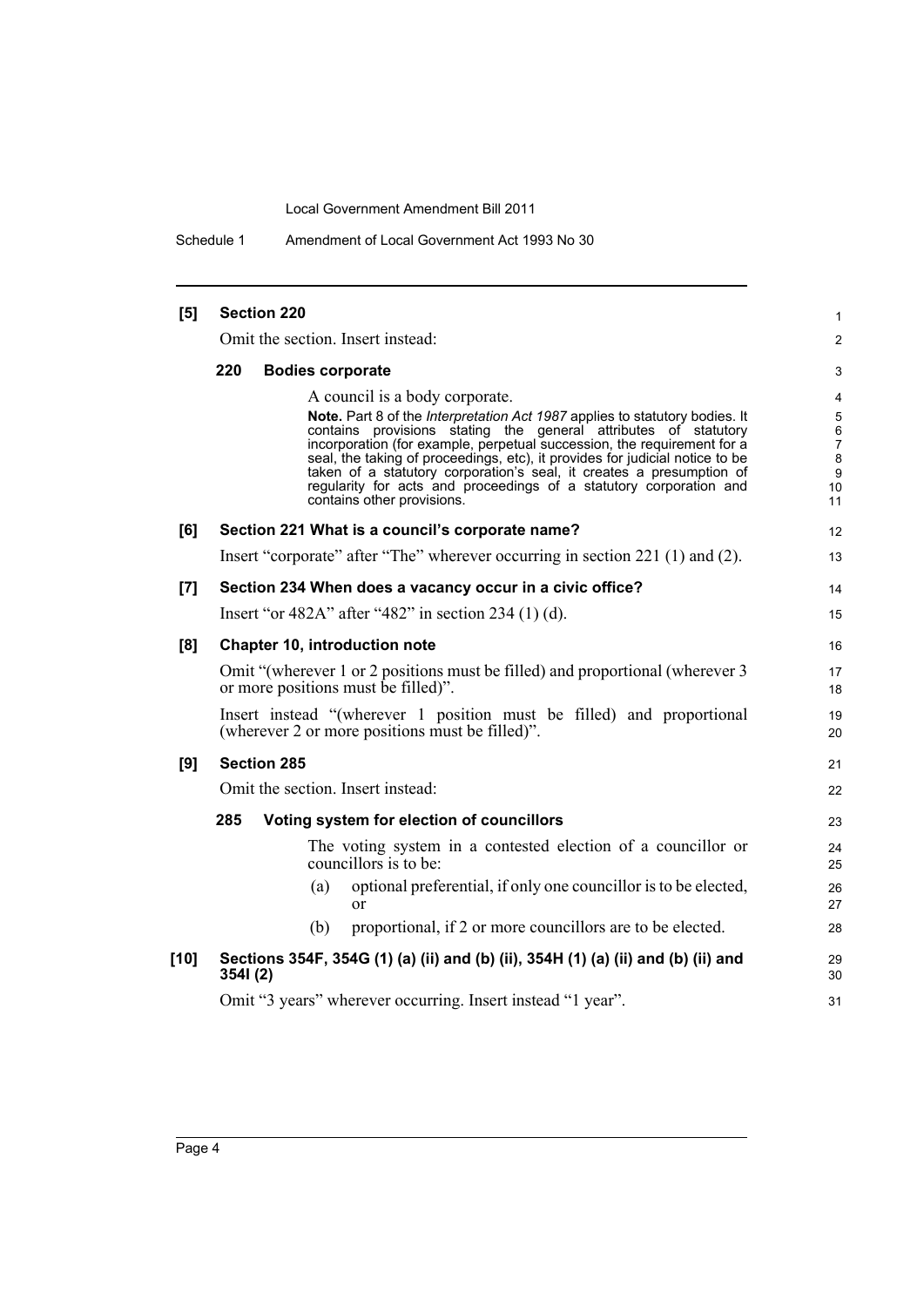**[5] Section 220**

Omit the section. Insert instead:

**220 Bodies corporate**

A council is a body corporate.

**Note.** Part 8 of the *Interpretation Act 1987* applies to statutory bodies. It contains provisions stating the general attributes of statutory incorporation (for example, perpetual succession, the requirement for a seal, the taking of proceedings, etc), it provides for judicial notice to be taken of a statutory corporation's seal, it creates a presumption of regularity for acts and proceedings of a statutory corporation and contains other provisions.

**[6] Section 221 What is a council's corporate name?**

Insert "corporate" after "The" wherever occurring in section 221 (1) and (2).

**[7] Section 234 When does a vacancy occur in a civic office?**

Insert "or 482A" after "482" in section 234 (1) (d).

**[8] Chapter 10, introduction note**

Omit "(wherever 1 or 2 positions must be filled) and proportional (wherever 3 or more positions must be filled)".

Insert instead "(wherever 1 position must be filled) and proportional (wherever 2 or more positions must be filled)".

**[9] Section 285**

Omit the section. Insert instead:

**285 Voting system for election of councillors**

The voting system in a contested election of a councillor or councillors is to be:

(a) optional preferential, if only one councillor is to be elected, or

(b) proportional, if 2 or more councillors are to be elected.

**[10] Sections 354F, 354G (1) (a) (ii) and (b) (ii), 354H (1) (a) (ii) and (b) (ii) and 354I (2)**

Omit "3 years" wherever occurring. Insert instead "1 year".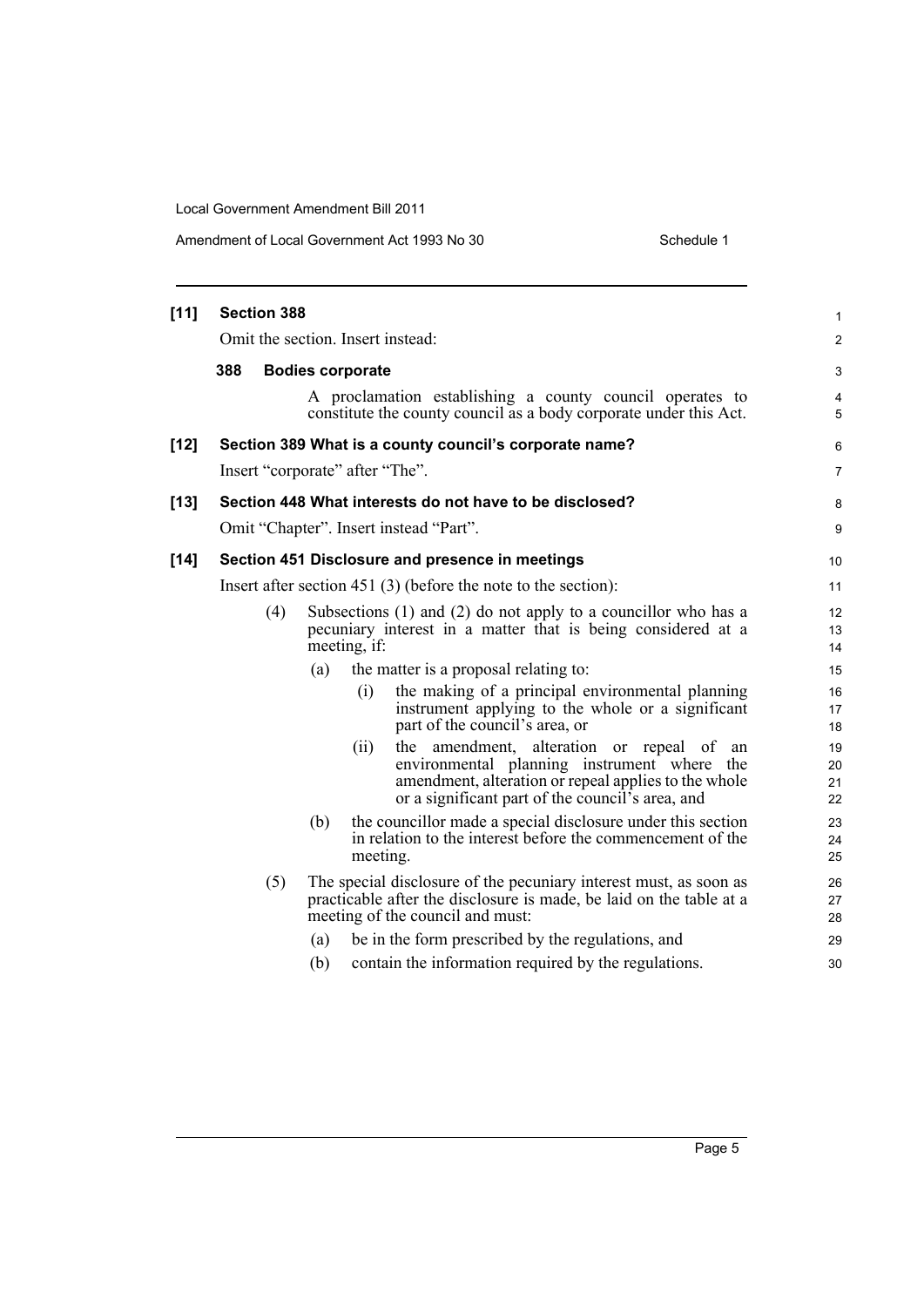**[11] Section 388**

Omit the section. Insert instead:

**388 Bodies corporate**

A proclamation establishing a county council operates to constitute the county council as a body corporate under this Act.

**[12] Section 389 What is a county council's corporate name?**

Insert "corporate" after "The".

**[13] Section 448 What interests do not have to be disclosed?**

Omit "Chapter". Insert instead "Part".

**[14] Section 451 Disclosure and presence in meetings**

Insert after section 451 (3) (before the note to the section):

(4) Subsections (1) and (2) do not apply to a councillor who has a pecuniary interest in a matter that is being considered at a meeting, if:

(a) the matter is a proposal relating to:

(i) the making of a principal environmental planning instrument applying to the whole or a significant part of the council's area, or

(ii) the amendment, alteration or repeal of an environmental planning instrument where the amendment, alteration or repeal applies to the whole or a significant part of the council's area, and

(b) the councillor made a special disclosure under this section in relation to the interest before the commencement of the meeting.

(5) The special disclosure of the pecuniary interest must, as soon as practicable after the disclosure is made, be laid on the table at a meeting of the council and must:

(a) be in the form prescribed by the regulations, and

(b) contain the information required by the regulations.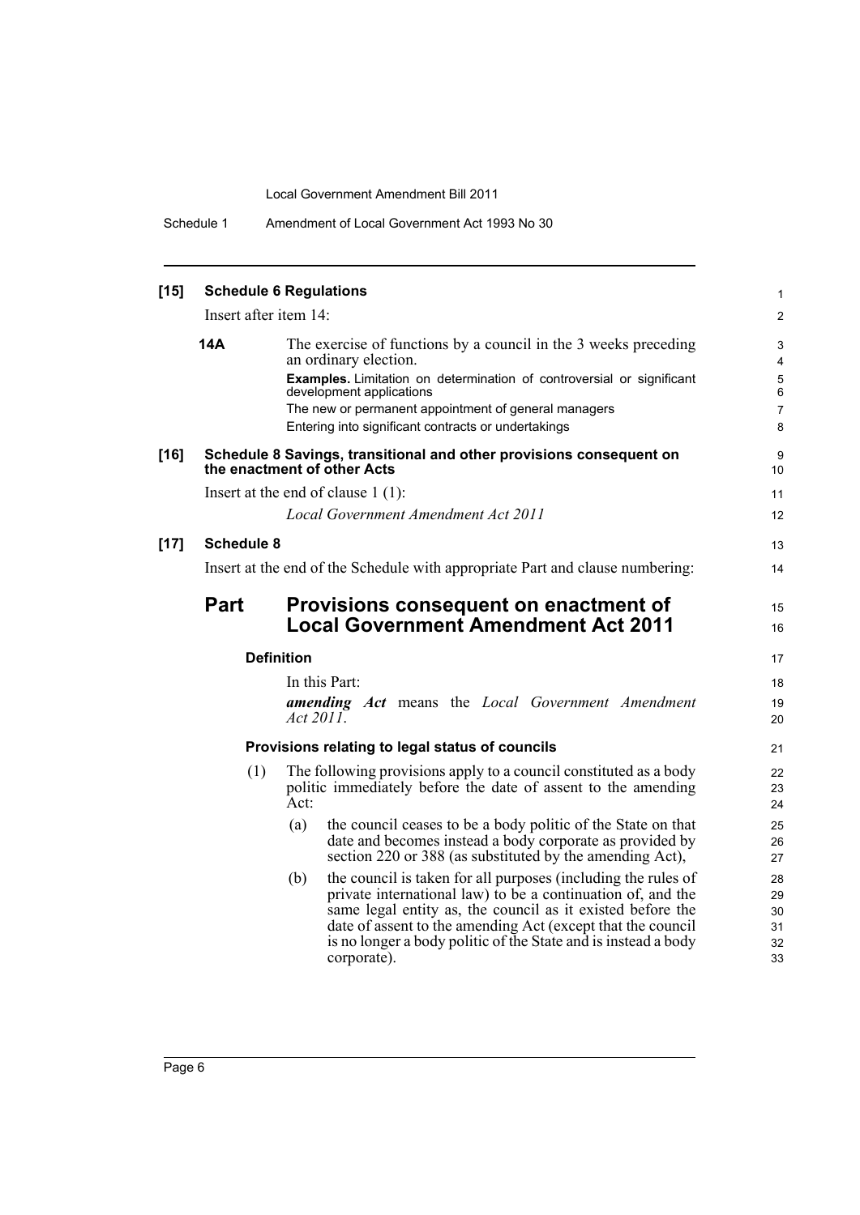**[15] Schedule 6 Regulations**

Insert after item 14:

**14A** The exercise of functions by a council in the 3 weeks preceding an ordinary election.

**Examples.** Limitation on determination of controversial or significant development applications

The new or permanent appointment of general managers

Entering into significant contracts or undertakings

**[16] Schedule 8 Savings, transitional and other provisions consequent on the enactment of other Acts**

Insert at the end of clause 1 (1):

*Local Government Amendment Act 2011*

**[17] Schedule 8**

Insert at the end of the Schedule with appropriate Part and clause numbering:

## Part Provisions consequent on enactment of Local Government Amendment Act 2011

### Definition

In this Part:

***amending Act*** means the *Local Government Amendment Act 2011*.

### Provisions relating to legal status of councils

(1) The following provisions apply to a council constituted as a body politic immediately before the date of assent to the amending Act:

(a) the council ceases to be a body politic of the State on that date and becomes instead a body corporate as provided by section 220 or 388 (as substituted by the amending Act),

(b) the council is taken for all purposes (including the rules of private international law) to be a continuation of, and the same legal entity as, the council as it existed before the date of assent to the amending Act (except that the council is no longer a body politic of the State and is instead a body corporate).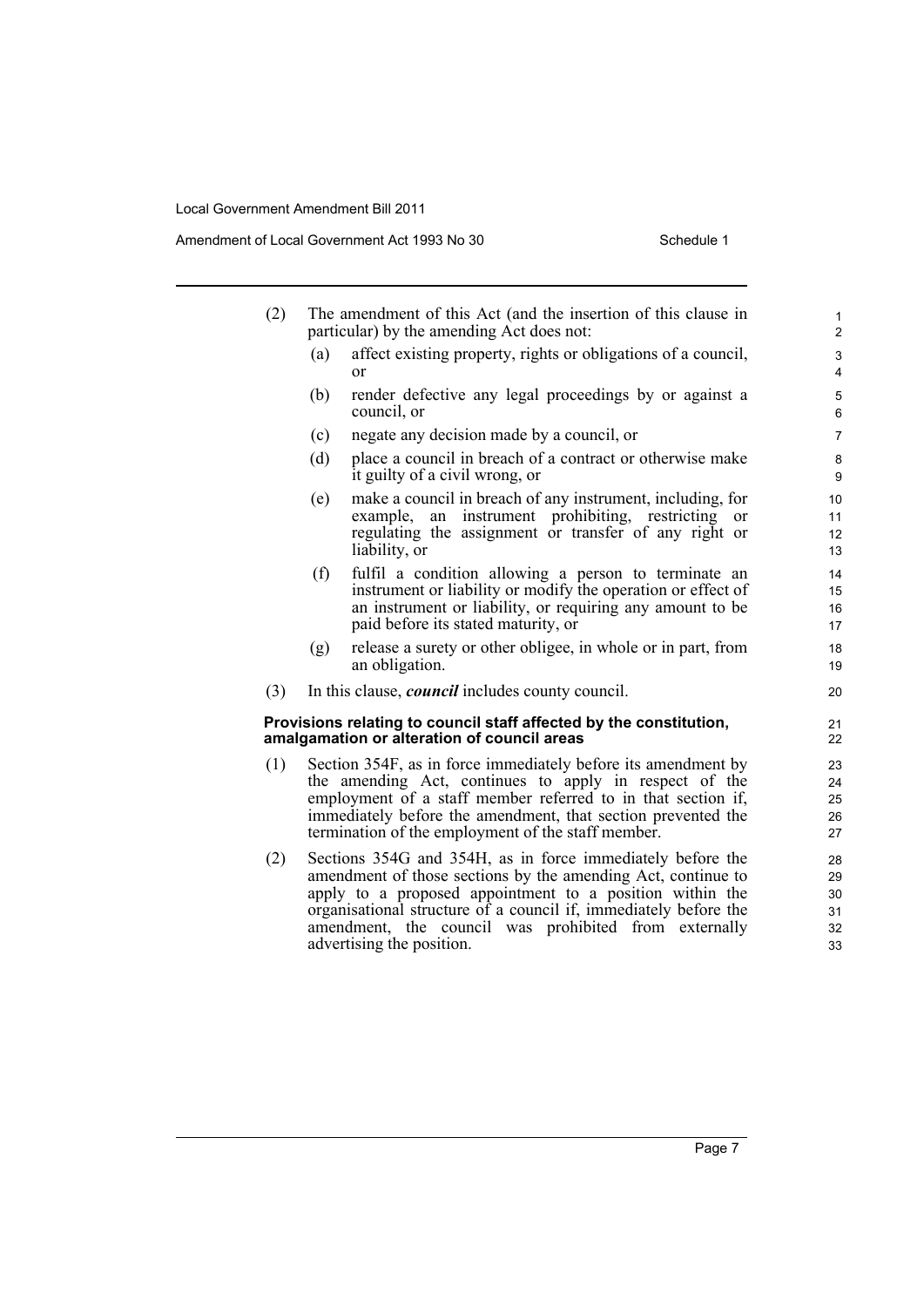(2) The amendment of this Act (and the insertion of this clause in particular) by the amending Act does not:

- (a) affect existing property, rights or obligations of a council, or
- (b) render defective any legal proceedings by or against a council, or
- (c) negate any decision made by a council, or
- (d) place a council in breach of a contract or otherwise make it guilty of a civil wrong, or
- (e) make a council in breach of any instrument, including, for example, an instrument prohibiting, restricting or regulating the assignment or transfer of any right or liability, or
- (f) fulfil a condition allowing a person to terminate an instrument or liability or modify the operation or effect of an instrument or liability, or requiring any amount to be paid before its stated maturity, or
- (g) release a surety or other obligee, in whole or in part, from an obligation.

(3) In this clause, ***council*** includes county council.

**Provisions relating to council staff affected by the constitution, amalgamation or alteration of council areas**

(1) Section 354F, as in force immediately before its amendment by the amending Act, continues to apply in respect of the employment of a staff member referred to in that section if, immediately before the amendment, that section prevented the termination of the employment of the staff member.

(2) Sections 354G and 354H, as in force immediately before the amendment of those sections by the amending Act, continue to apply to a proposed appointment to a position within the organisational structure of a council if, immediately before the amendment, the council was prohibited from externally advertising the position.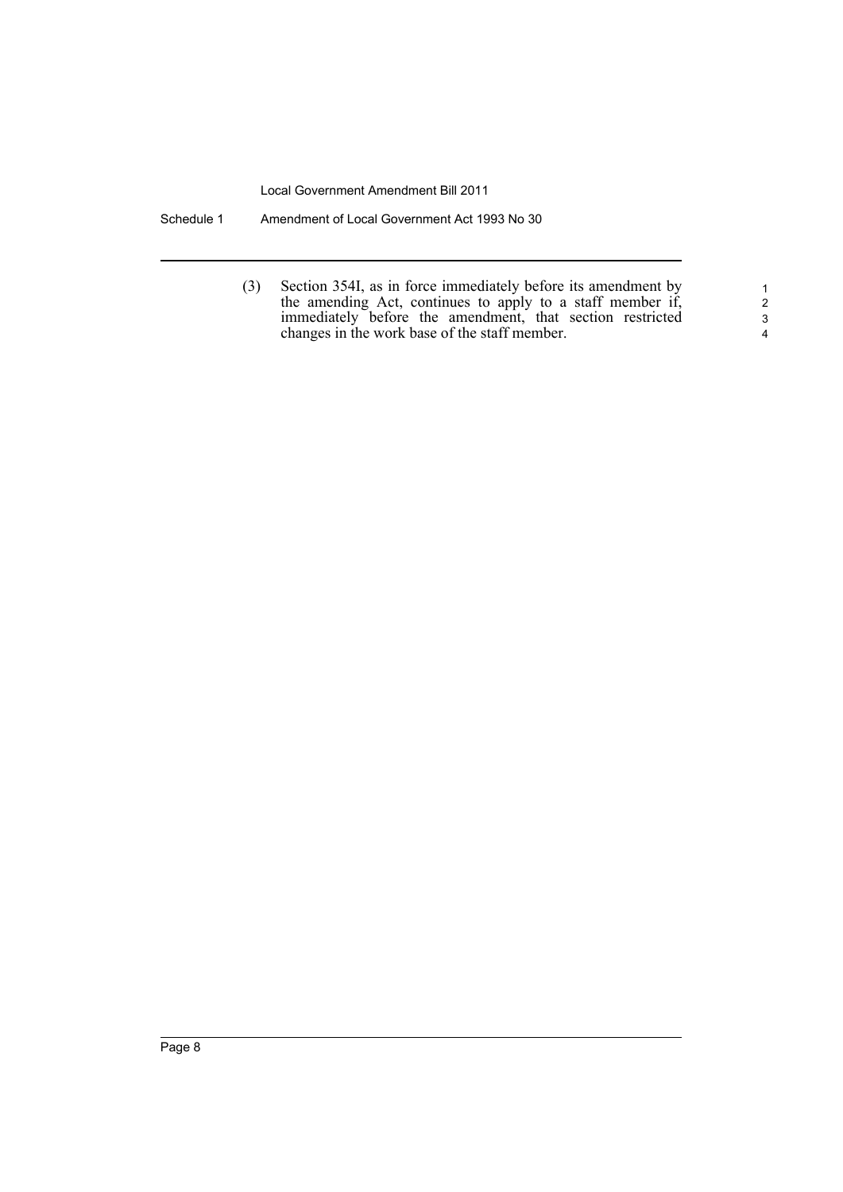(3) Section 354I, as in force immediately before its amendment by the amending Act, continues to apply to a staff member if, immediately before the amendment, that section restricted changes in the work base of the staff member.